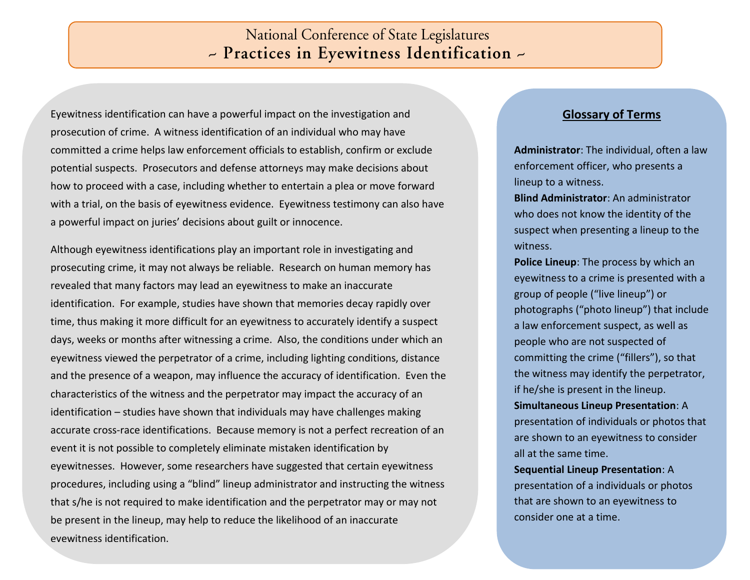# National Conference of State Legislatures

## ~ Practices in Eyewitness Identification ~

Eyewitness identification can have a powerful impact on the investigation and prosecution of crime. A witness identification of an individual who may have committed a crime helps law enforcement officials to establish, confirm or exclude potential suspects. Prosecutors and defense attorneys may make decisions about how to proceed with a case, including whether to entertain a plea or move forward with a trial, on the basis of eyewitness evidence. Eyewitness testimony can also have a powerful impact on juries' decisions about guilt or innocence.

Although eyewitness identifications play an important role in investigating and prosecuting crime, it may not always be reliable. Research on human memory has revealed that many factors may lead an eyewitness to make an inaccurate identification. For example, studies have shown that memories decay rapidly over time, thus making it more difficult for an eyewitness to accurately identify a suspect days, weeks or months after witnessing a crime. Also, the conditions under which an eyewitness viewed the perpetrator of a crime, including lighting conditions, distance and the presence of a weapon, may influence the accuracy of identification. Even the characteristics of the witness and the perpetrator may impact the accuracy of an identification – studies have shown that individuals may have challenges making accurate cross-race identifications. Because memory is not a perfect recreation of an event it is not possible to completely eliminate mistaken identification by eyewitnesses. However, some researchers have suggested that certain eyewitness procedures, including using a "blind" lineup administrator and instructing the witness that s/he is not required to make identification and the perpetrator may or may not be present in the lineup, may help to reduce the likelihood of an inaccurate eyewitness identification.

### Glossary of Terms

**Administrator**: The individual, often a law enforcement officer, who presents a lineup to a witness.

**Blind Administrator**: An administrator who does not know the identity of the suspect when presenting a lineup to the witness.

**Police Lineup**: The process by which an eyewitness to a crime is presented with a group of people ("live lineup") or photographs ("photo lineup") that include a law enforcement suspect, as well as people who are not suspected of committing the crime ("fillers"), so that the witness may identify the perpetrator, if he/she is present in the lineup.

**Simultaneous Lineup Presentation**: A presentation of individuals or photos that are shown to an eyewitness to consider all at the same time.

**Sequential Lineup Presentation**: A presentation of a individuals or photos that are shown to an eyewitness to consider one at a time.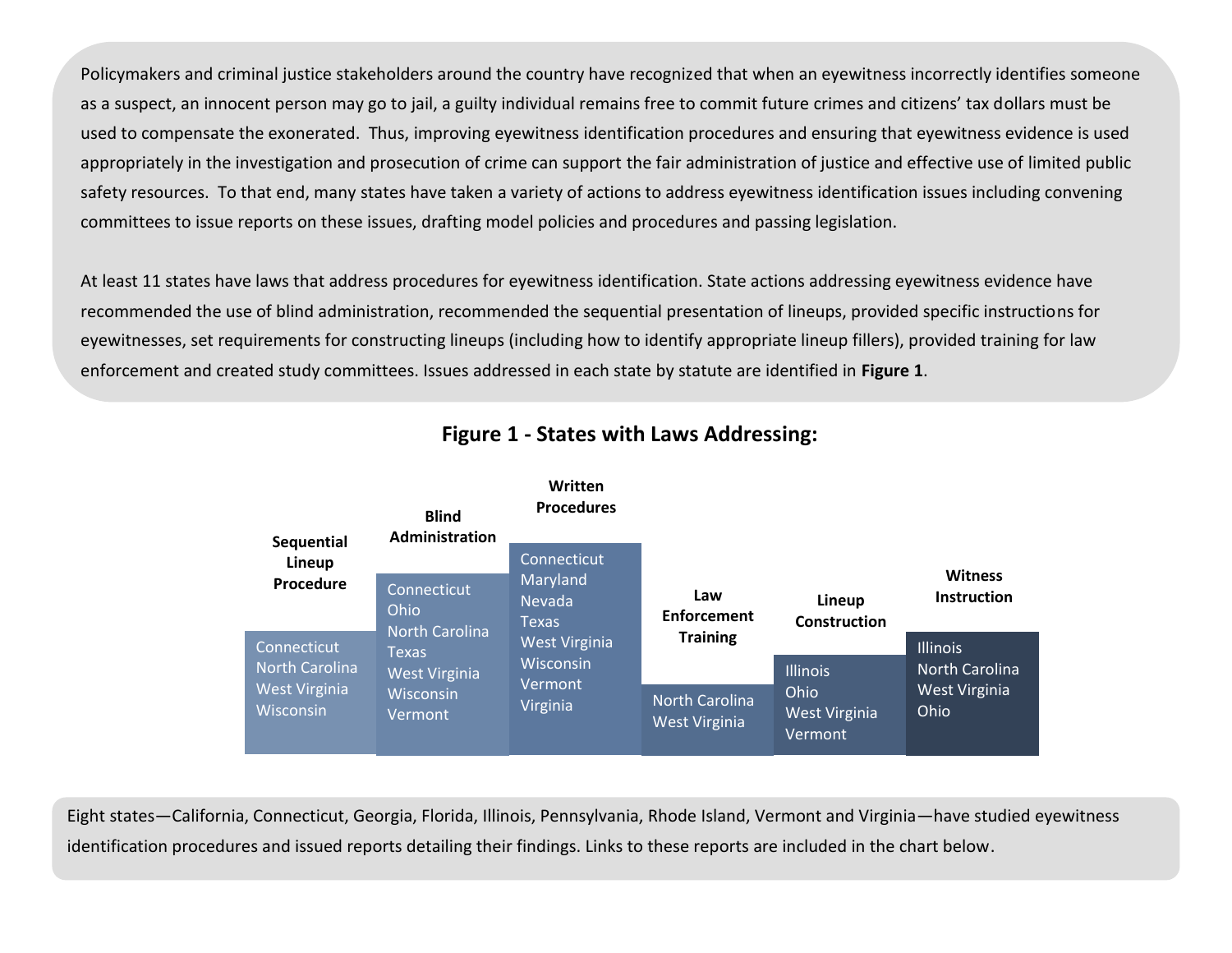Policymakers and criminal justice stakeholders around the country have recognized that when an eyewitness incorrectly identifies someone as a suspect, an innocent person may go to jail, a guilty individual remains free to commit future crimes and citizens' tax dollars must be used to compensate the exonerated. Thus, improving eyewitness identification procedures and ensuring that eyewitness evidence is used appropriately in the investigation and prosecution of crime can support the fair administration of justice and effective use of limited public safety resources. To that end, many states have taken a variety of actions to address eyewitness identification issues including convening committees to issue reports on these issues, drafting model policies and procedures and passing legislation.

At least 11 states have laws that address procedures for eyewitness identification. State actions addressing eyewitness evidence have recommended the use of blind administration, recommended the sequential presentation of lineups, provided specific instructions for eyewitnesses, set requirements for constructing lineups (including how to identify appropriate lineup fillers), provided training for law enforcement and created study committees. Issues addressed in each state by statute are identified in **Figure 1**.

**Figure 1 - States with Laws Addressing:**

| Sequential Lineup Procedure | Blind Administration | Written Procedures | Law Enforcement Training | Lineup Construction | Witness Instruction |
|---|---|---|---|---|---|
| Connecticut | Connecticut | Connecticut | North Carolina | Illinois | Illinois |
| North Carolina | Ohio | Maryland | West Virginia | Ohio | North Carolina |
| West Virginia | North Carolina | Nevada | | West Virginia | West Virginia |
| Wisconsin | Texas | Texas | | Vermont | Ohio |
| | West Virginia | West Virginia | | | |
| | Wisconsin | Wisconsin | | | |
| | Vermont | Vermont | | | |
| | | Virginia | | | |

Eight states—California, Connecticut, Georgia, Florida, Illinois, Pennsylvania, Rhode Island, Vermont and Virginia—have studied eyewitness identification procedures and issued reports detailing their findings. Links to these reports are included in the chart below.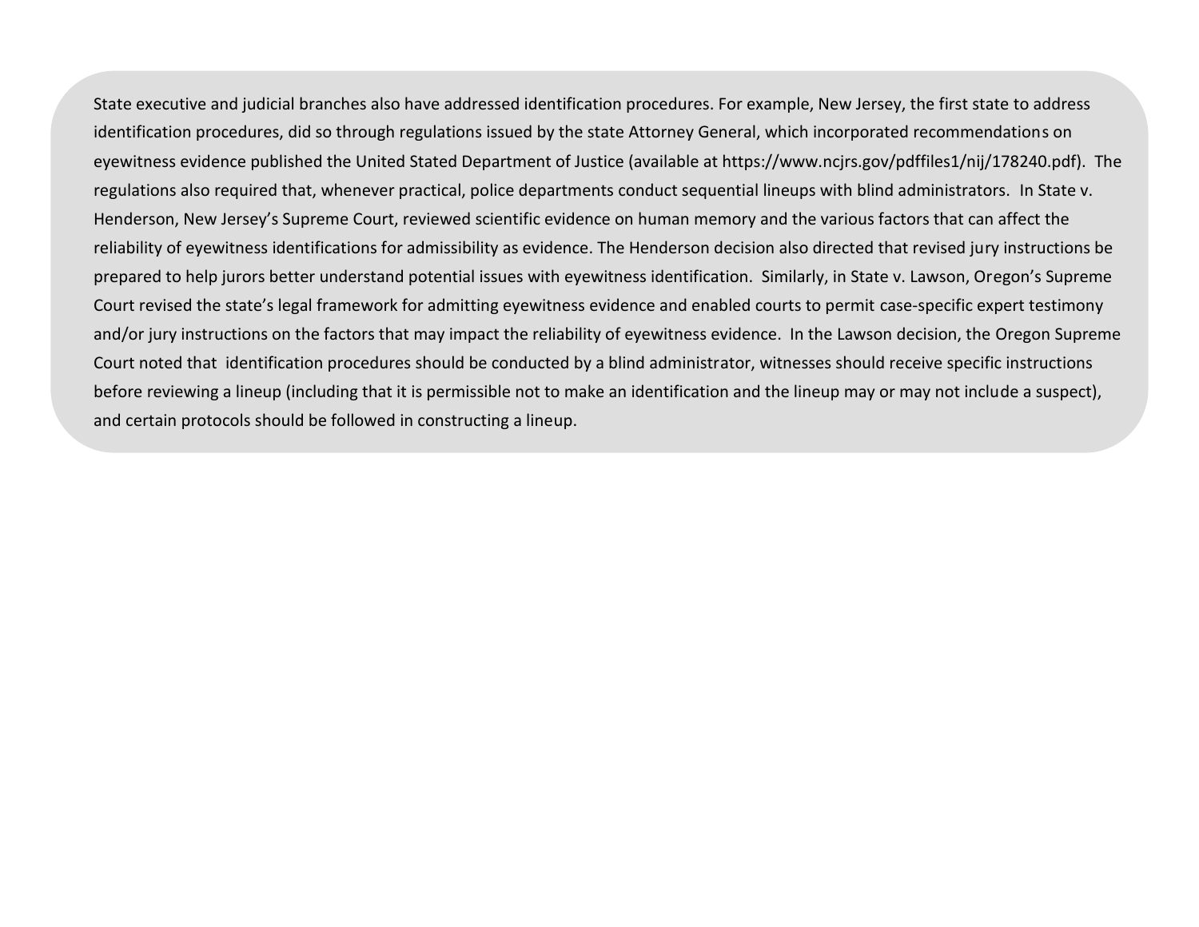State executive and judicial branches also have addressed identification procedures. For example, New Jersey, the first state to address identification procedures, did so through regulations issued by the state Attorney General, which incorporated recommendations on eyewitness evidence published the United Stated Department of Justice (available at https://www.ncjrs.gov/pdffiles1/nij/178240.pdf). The regulations also required that, whenever practical, police departments conduct sequential lineups with blind administrators. In State v. Henderson, New Jersey's Supreme Court, reviewed scientific evidence on human memory and the various factors that can affect the reliability of eyewitness identifications for admissibility as evidence. The Henderson decision also directed that revised jury instructions be prepared to help jurors better understand potential issues with eyewitness identification. Similarly, in State v. Lawson, Oregon's Supreme Court revised the state's legal framework for admitting eyewitness evidence and enabled courts to permit case-specific expert testimony and/or jury instructions on the factors that may impact the reliability of eyewitness evidence. In the Lawson decision, the Oregon Supreme Court noted that identification procedures should be conducted by a blind administrator, witnesses should receive specific instructions before reviewing a lineup (including that it is permissible not to make an identification and the lineup may or may not include a suspect), and certain protocols should be followed in constructing a lineup.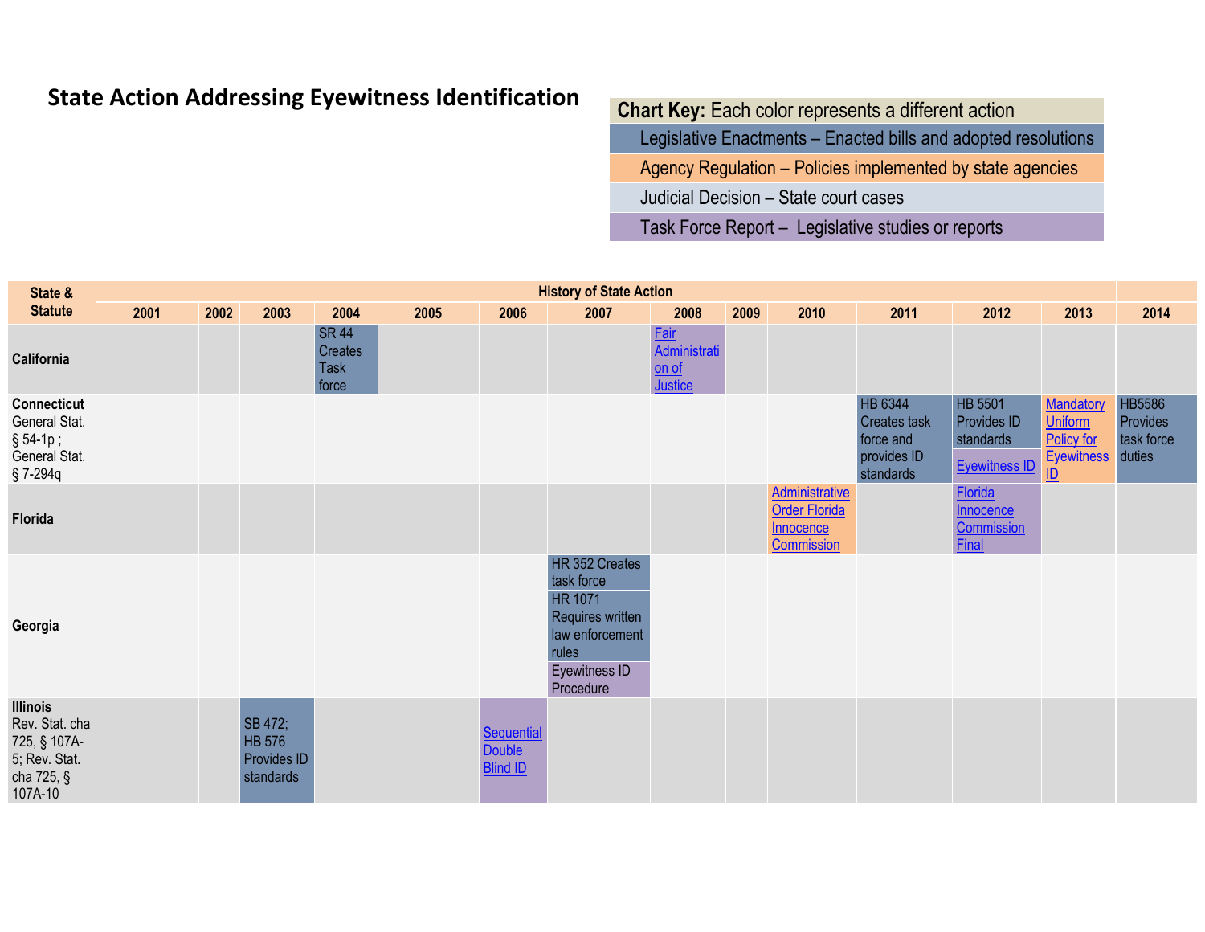# State Action Addressing Eyewitness Identification

| **Chart Key:** Each color represents a different action |
|---|
| Legislative Enactments – Enacted bills and adopted resolutions |
| Agency Regulation – Policies implemented by state agencies |
| Judicial Decision – State court cases |
| Task Force Report – Legislative studies or reports |

| State & Statute | History of State Action | | | | | | | | | | | | | |
|---|---|---|---|---|---|---|---|---|---|---|---|---|---|---|
| | 2001 | 2002 | 2003 | 2004 | 2005 | 2006 | 2007 | 2008 | 2009 | 2010 | 2011 | 2012 | 2013 | 2014 |
| **California** | | | | SR 44 Creates Task force | | | | Fair Administration of Justice | | | | | | |
| **Connecticut** General Stat. § 54-1p ; General Stat. § 7-294q | | | | | | | | | | | HB 6344 Creates task force and provides ID standards | HB 5501 Provides ID standards; Eyewitness ID | Mandatory Uniform Policy for Eyewitness ID | HB5586 Provides task force duties |
| **Florida** | | | | | | | | | | Administrative Order Florida Innocence Commission | | Florida Innocence Commission Final | | |
| **Georgia** | | | | | | | HR 352 Creates task force; HR 1071 Requires written law enforcement rules; Eyewitness ID Procedure | | | | | | | |
| **Illinois** Rev. Stat. cha 725, § 107A-5; Rev. Stat. cha 725, § 107A-10 | | | SB 472; HB 576 Provides ID standards | | | Sequential Double Blind ID | | | | | | | | |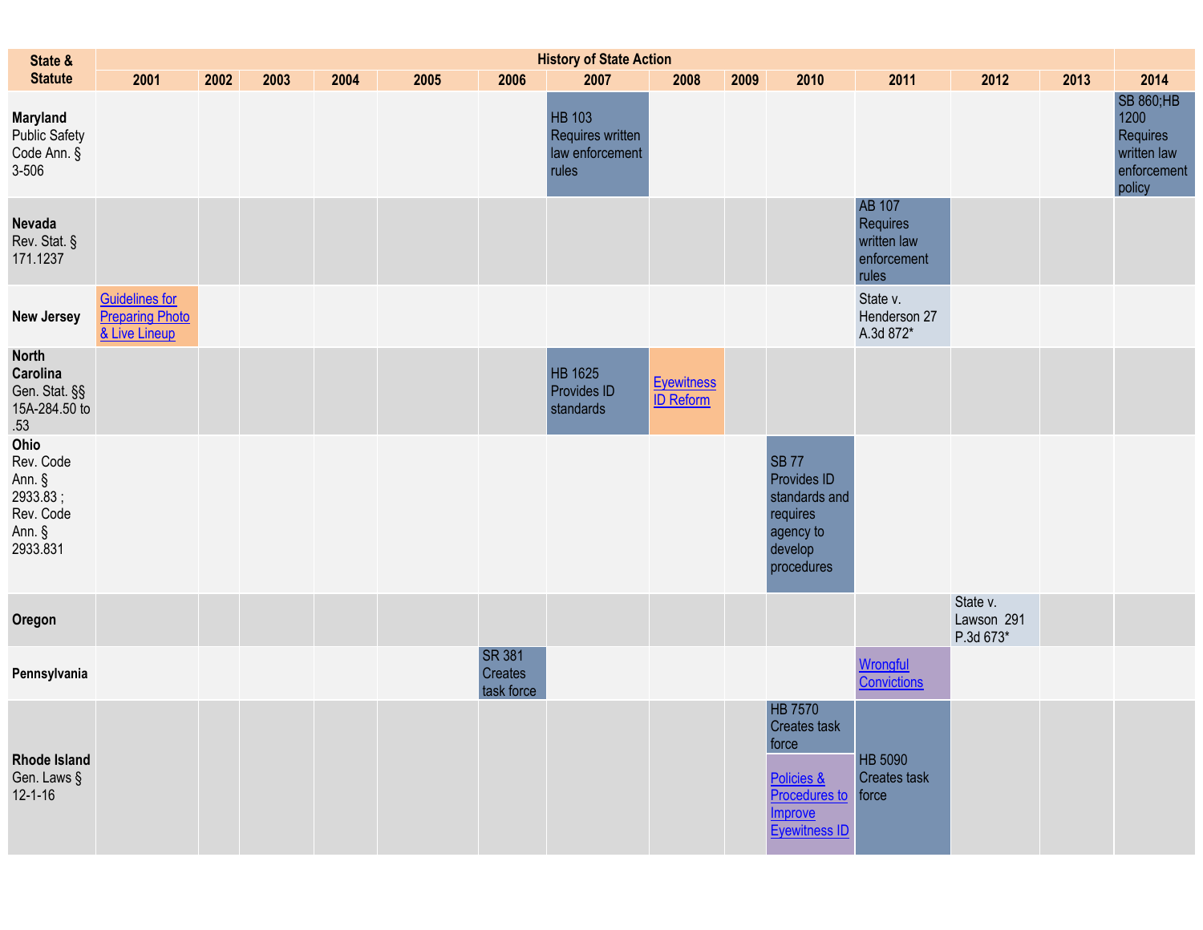| State & Statute | History of State Action | | | | | | | | | | | | | |
|---|---|---|---|---|---|---|---|---|---|---|---|---|---|---|
| | 2001 | 2002 | 2003 | 2004 | 2005 | 2006 | 2007 | 2008 | 2009 | 2010 | 2011 | 2012 | 2013 | 2014 |
| **Maryland** Public Safety Code Ann. § 3-506 | | | | | | | HB 103 Requires written law enforcement rules | | | | | | | SB 860;HB 1200 Requires written law enforcement policy |
| **Nevada** Rev. Stat. § 171.1237 | | | | | | | | | | | AB 107 Requires written law enforcement rules | | | |
| **New Jersey** | Guidelines for Preparing Photo & Live Lineup | | | | | | | | | | State v. Henderson 27 A.3d 872* | | | |
| **North Carolina** Gen. Stat. §§ 15A-284.50 to .53 | | | | | | | HB 1625 Provides ID standards | Eyewitness ID Reform | | | | | | |
| **Ohio** Rev. Code Ann. § 2933.83 ; Rev. Code Ann. § 2933.831 | | | | | | | | | | SB 77 Provides ID standards and requires agency to develop procedures | | | | |
| **Oregon** | | | | | | | | | | | | State v. Lawson 291 P.3d 673* | | |
| **Pennsylvania** | | | | | | SR 381 Creates task force | | | | | Wrongful Convictions | | | |
| **Rhode Island** Gen. Laws § 12-1-16 | | | | | | | | | | HB 7570 Creates task force; Policies & Procedures to Improve Eyewitness ID | HB 5090 Creates task force | | | |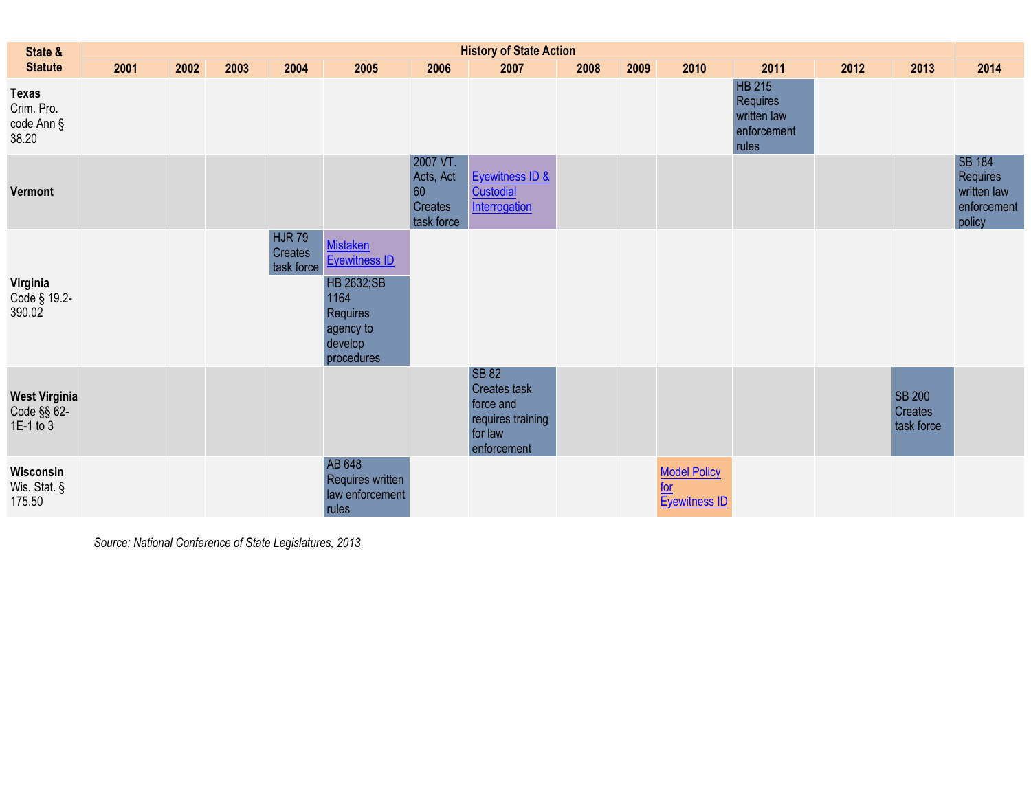| State & Statute | History of State Action | | | | | | | | | | | | | |
|---|---|---|---|---|---|---|---|---|---|---|---|---|---|---|
| | 2001 | 2002 | 2003 | 2004 | 2005 | 2006 | 2007 | 2008 | 2009 | 2010 | 2011 | 2012 | 2013 | 2014 |
| **Texas** Crim. Pro. code Ann § 38.20 | | | | | | | | | | | HB 215 Requires written law enforcement rules | | | |
| **Vermont** | | | | | | 2007 VT. Acts, Act 60 Creates task force | Eyewitness ID & Custodial Interrogation | | | | | | | SB 184 Requires written law enforcement policy |
| **Virginia** Code § 19.2-390.02 | | | | HJR 79 Creates task force | Mistaken Eyewitness ID; HB 2632;SB 1164 Requires agency to develop procedures | | | | | | | | | |
| **West Virginia** Code §§ 62-1E-1 to 3 | | | | | | | SB 82 Creates task force and requires training for law enforcement | | | | | | SB 200 Creates task force | |
| **Wisconsin** Wis. Stat. § 175.50 | | | | | AB 648 Requires written law enforcement rules | | | | | Model Policy for Eyewitness ID | | | | |

*Source: National Conference of State Legislatures, 2013*